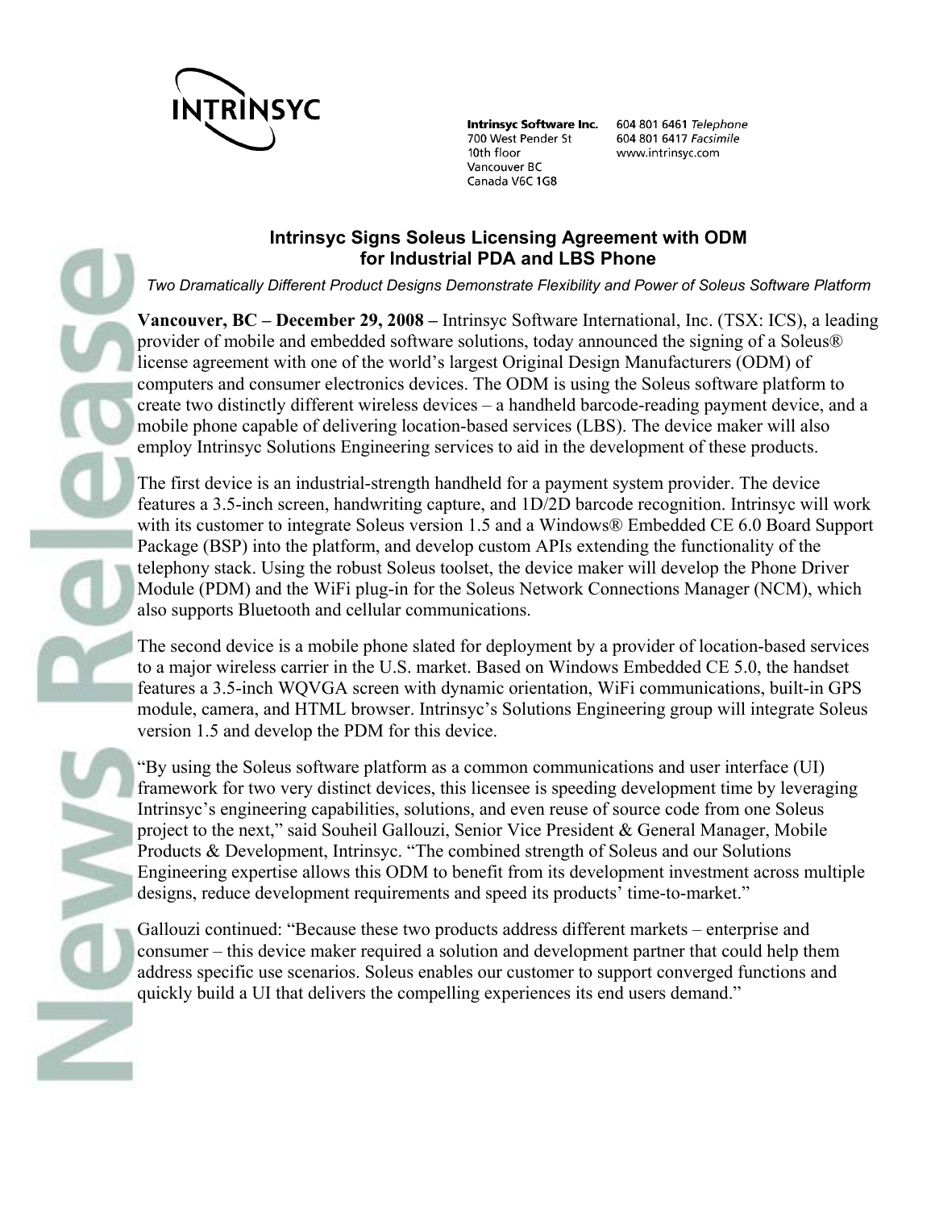INTRINSYC

**Intrinsyc Software Inc.**
700 West Pender St
10th floor
Vancouver BC
Canada V6C 1G8

604 801 6461 *Telephone*
604 801 6417 *Facsimile*
www.intrinsyc.com

# Intrinsyc Signs Soleus Licensing Agreement with ODM for Industrial PDA and LBS Phone

*Two Dramatically Different Product Designs Demonstrate Flexibility and Power of Soleus Software Platform*

**Vancouver, BC – December 29, 2008 –** Intrinsyc Software International, Inc. (TSX: ICS), a leading provider of mobile and embedded software solutions, today announced the signing of a Soleus® license agreement with one of the world's largest Original Design Manufacturers (ODM) of computers and consumer electronics devices. The ODM is using the Soleus software platform to create two distinctly different wireless devices – a handheld barcode-reading payment device, and a mobile phone capable of delivering location-based services (LBS). The device maker will also employ Intrinsyc Solutions Engineering services to aid in the development of these products.

The first device is an industrial-strength handheld for a payment system provider. The device features a 3.5-inch screen, handwriting capture, and 1D/2D barcode recognition. Intrinsyc will work with its customer to integrate Soleus version 1.5 and a Windows® Embedded CE 6.0 Board Support Package (BSP) into the platform, and develop custom APIs extending the functionality of the telephony stack. Using the robust Soleus toolset, the device maker will develop the Phone Driver Module (PDM) and the WiFi plug-in for the Soleus Network Connections Manager (NCM), which also supports Bluetooth and cellular communications.

The second device is a mobile phone slated for deployment by a provider of location-based services to a major wireless carrier in the U.S. market. Based on Windows Embedded CE 5.0, the handset features a 3.5-inch WQVGA screen with dynamic orientation, WiFi communications, built-in GPS module, camera, and HTML browser. Intrinsyc's Solutions Engineering group will integrate Soleus version 1.5 and develop the PDM for this device.

"By using the Soleus software platform as a common communications and user interface (UI) framework for two very distinct devices, this licensee is speeding development time by leveraging Intrinsyc's engineering capabilities, solutions, and even reuse of source code from one Soleus project to the next," said Souheil Gallouzi, Senior Vice President & General Manager, Mobile Products & Development, Intrinsyc. "The combined strength of Soleus and our Solutions Engineering expertise allows this ODM to benefit from its development investment across multiple designs, reduce development requirements and speed its products' time-to-market."

Gallouzi continued: "Because these two products address different markets – enterprise and consumer – this device maker required a solution and development partner that could help them address specific use scenarios. Soleus enables our customer to support converged functions and quickly build a UI that delivers the compelling experiences its end users demand."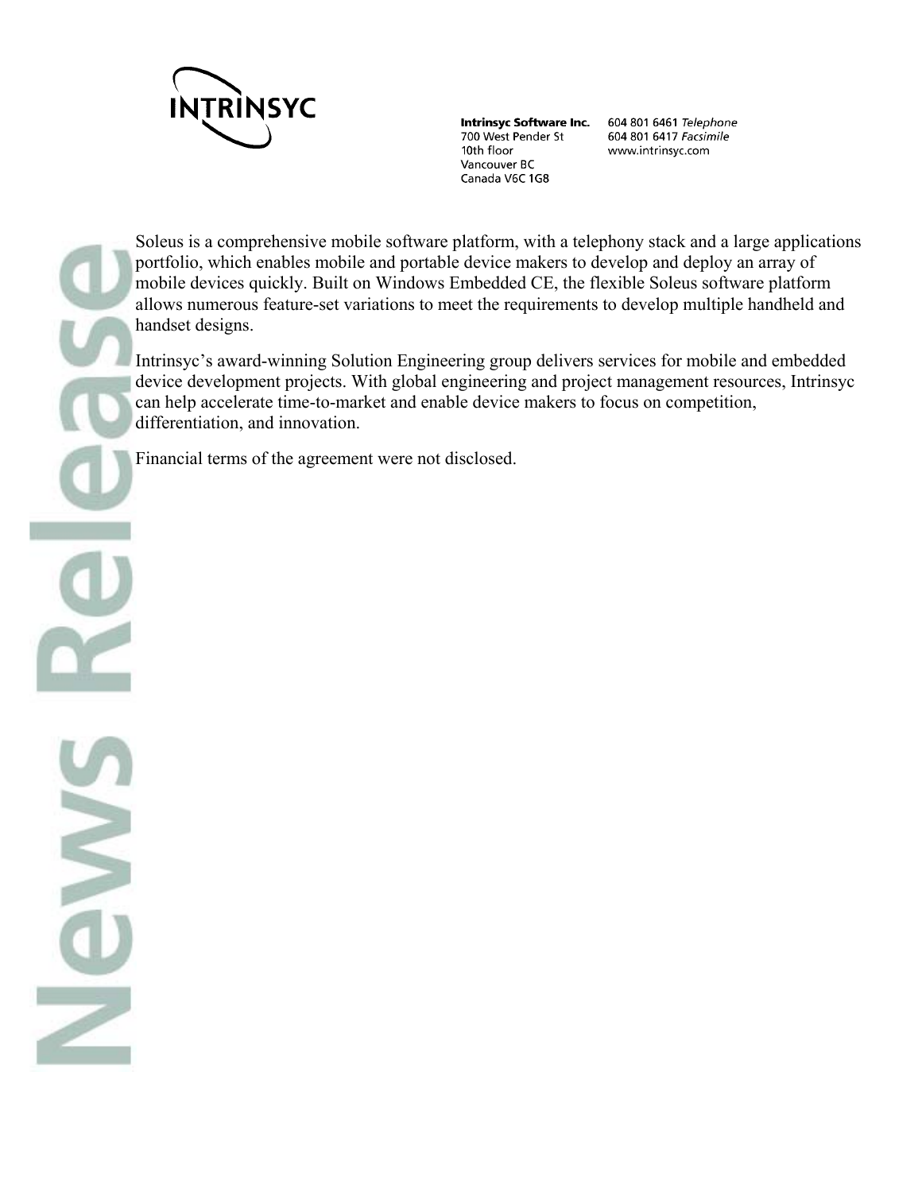Soleus is a comprehensive mobile software platform, with a telephony stack and a large applications portfolio, which enables mobile and portable device makers to develop and deploy an array of mobile devices quickly. Built on Windows Embedded CE, the flexible Soleus software platform allows numerous feature-set variations to meet the requirements to develop multiple handheld and handset designs.

Intrinsyc's award-winning Solution Engineering group delivers services for mobile and embedded device development projects. With global engineering and project management resources, Intrinsyc can help accelerate time-to-market and enable device makers to focus on competition, differentiation, and innovation.

Financial terms of the agreement were not disclosed.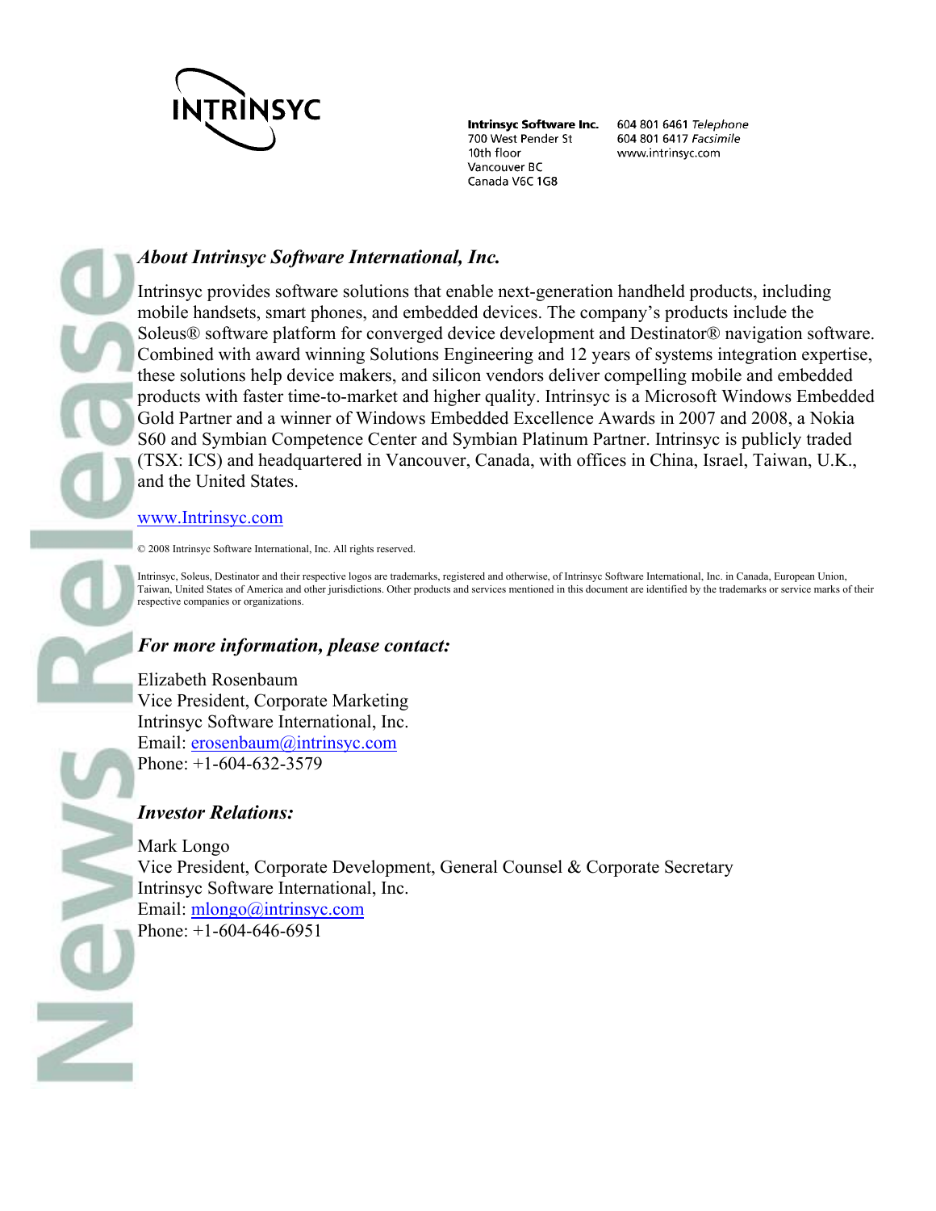**Intrinsyc Software Inc.**
700 West Pender St
10th floor
Vancouver BC
Canada V6C 1G8

604 801 6461 *Telephone*
604 801 6417 *Facsimile*
www.intrinsyc.com

### *About Intrinsyc Software International, Inc.*

Intrinsyc provides software solutions that enable next-generation handheld products, including mobile handsets, smart phones, and embedded devices. The company's products include the Soleus® software platform for converged device development and Destinator® navigation software. Combined with award winning Solutions Engineering and 12 years of systems integration expertise, these solutions help device makers, and silicon vendors deliver compelling mobile and embedded products with faster time-to-market and higher quality. Intrinsyc is a Microsoft Windows Embedded Gold Partner and a winner of Windows Embedded Excellence Awards in 2007 and 2008, a Nokia S60 and Symbian Competence Center and Symbian Platinum Partner. Intrinsyc is publicly traded (TSX: ICS) and headquartered in Vancouver, Canada, with offices in China, Israel, Taiwan, U.K., and the United States.

www.Intrinsyc.com

© 2008 Intrinsyc Software International, Inc. All rights reserved.

Intrinsyc, Soleus, Destinator and their respective logos are trademarks, registered and otherwise, of Intrinsyc Software International, Inc. in Canada, European Union, Taiwan, United States of America and other jurisdictions. Other products and services mentioned in this document are identified by the trademarks or service marks of their respective companies or organizations.

### *For more information, please contact:*

Elizabeth Rosenbaum
Vice President, Corporate Marketing
Intrinsyc Software International, Inc.
Email: erosenbaum@intrinsyc.com
Phone: +1-604-632-3579

### *Investor Relations:*

Mark Longo
Vice President, Corporate Development, General Counsel & Corporate Secretary
Intrinsyc Software International, Inc.
Email: mlongo@intrinsyc.com
Phone: +1-604-646-6951